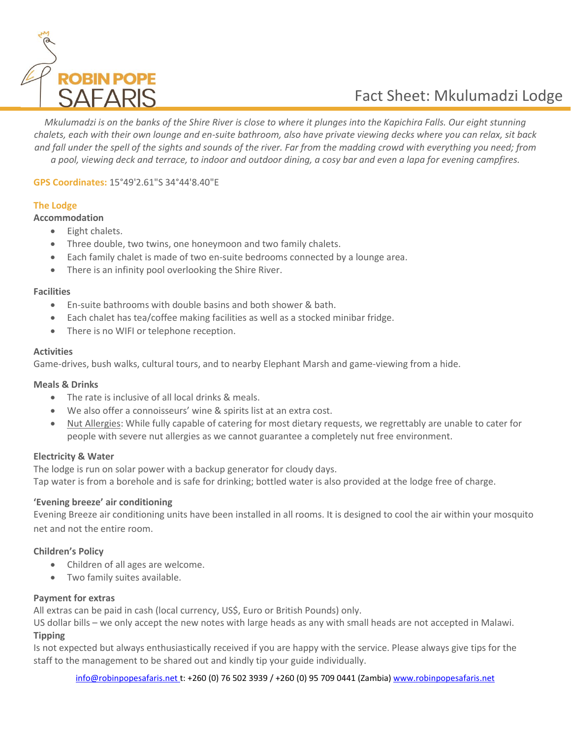# Fact Sheet: Mkulumadzi Lodge

*Mkulumadzi is on the banks of the Shire River is close to where it plunges into the Kapichira Falls. Our eight stunning chalets, each with their own lounge and en-suite bathroom, also have private viewing decks where you can relax, sit back and fall under the spell of the sights and sounds of the river. Far from the madding crowd with everything you need; from a pool, viewing deck and terrace, to indoor and outdoor dining, a cosy bar and even a lapa for evening campfires.*

**GPS Coordinates:** 15°49'2.61"S 34°44'8.40"E

## The Lodge

### Accommodation

- Eight chalets.
- Three double, two twins, one honeymoon and two family chalets.
- Each family chalet is made of two en-suite bedrooms connected by a lounge area.
- There is an infinity pool overlooking the Shire River.

### Facilities

- En-suite bathrooms with double basins and both shower & bath.
- Each chalet has tea/coffee making facilities as well as a stocked minibar fridge.
- There is no WIFI or telephone reception.

### Activities

Game-drives, bush walks, cultural tours, and to nearby Elephant Marsh and game-viewing from a hide.

### Meals & Drinks

- The rate is inclusive of all local drinks & meals.
- We also offer a connoisseurs' wine & spirits list at an extra cost.
- Nut Allergies: While fully capable of catering for most dietary requests, we regrettably are unable to cater for people with severe nut allergies as we cannot guarantee a completely nut free environment.

### Electricity & Water

The lodge is run on solar power with a backup generator for cloudy days.
Tap water is from a borehole and is safe for drinking; bottled water is also provided at the lodge free of charge.

### 'Evening breeze' air conditioning

Evening Breeze air conditioning units have been installed in all rooms. It is designed to cool the air within your mosquito net and not the entire room.

### Children's Policy

- Children of all ages are welcome.
- Two family suites available.

### Payment for extras

All extras can be paid in cash (local currency, US$, Euro or British Pounds) only.
US dollar bills – we only accept the new notes with large heads as any with small heads are not accepted in Malawi.

### Tipping

Is not expected but always enthusiastically received if you are happy with the service. Please always give tips for the staff to the management to be shared out and kindly tip your guide individually.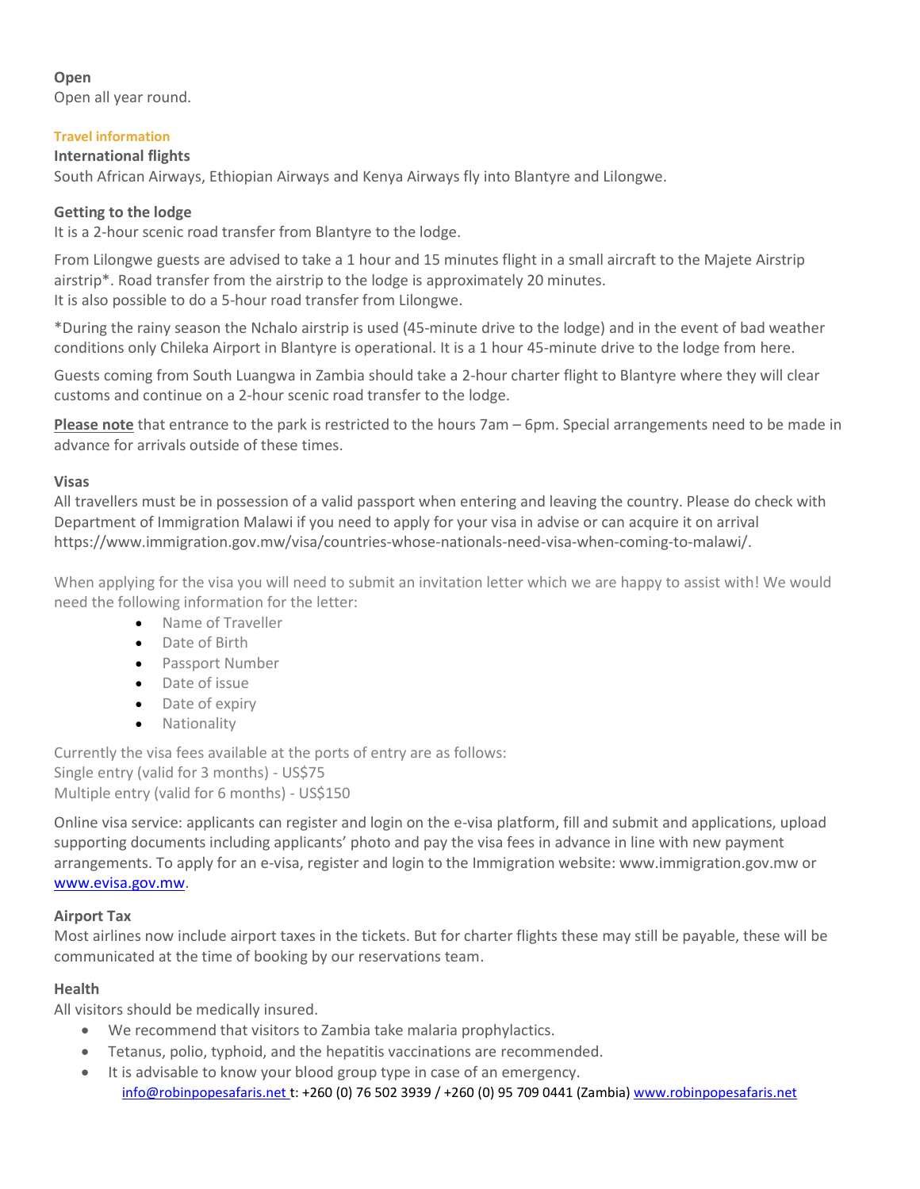**Open**
Open all year round.

## Travel information

**International flights**
South African Airways, Ethiopian Airways and Kenya Airways fly into Blantyre and Lilongwe.

**Getting to the lodge**
It is a 2-hour scenic road transfer from Blantyre to the lodge.

From Lilongwe guests are advised to take a 1 hour and 15 minutes flight in a small aircraft to the Majete Airstrip airstrip*. Road transfer from the airstrip to the lodge is approximately 20 minutes.
It is also possible to do a 5-hour road transfer from Lilongwe.

*During the rainy season the Nchalo airstrip is used (45-minute drive to the lodge) and in the event of bad weather conditions only Chileka Airport in Blantyre is operational. It is a 1 hour 45-minute drive to the lodge from here.

Guests coming from South Luangwa in Zambia should take a 2-hour charter flight to Blantyre where they will clear customs and continue on a 2-hour scenic road transfer to the lodge.

**Please note** that entrance to the park is restricted to the hours 7am – 6pm. Special arrangements need to be made in advance for arrivals outside of these times.

**Visas**
All travellers must be in possession of a valid passport when entering and leaving the country. Please do check with Department of Immigration Malawi if you need to apply for your visa in advise or can acquire it on arrival https://www.immigration.gov.mw/visa/countries-whose-nationals-need-visa-when-coming-to-malawi/.

When applying for the visa you will need to submit an invitation letter which we are happy to assist with! We would need the following information for the letter:

- Name of Traveller
- Date of Birth
- Passport Number
- Date of issue
- Date of expiry
- Nationality

Currently the visa fees available at the ports of entry are as follows:
Single entry (valid for 3 months) - US$75
Multiple entry (valid for 6 months) - US$150

Online visa service: applicants can register and login on the e-visa platform, fill and submit and applications, upload supporting documents including applicants' photo and pay the visa fees in advance in line with new payment arrangements. To apply for an e-visa, register and login to the Immigration website: www.immigration.gov.mw or www.evisa.gov.mw.

**Airport Tax**
Most airlines now include airport taxes in the tickets. But for charter flights these may still be payable, these will be communicated at the time of booking by our reservations team.

**Health**
All visitors should be medically insured.

- We recommend that visitors to Zambia take malaria prophylactics.
- Tetanus, polio, typhoid, and the hepatitis vaccinations are recommended.
- It is advisable to know your blood group type in case of an emergency.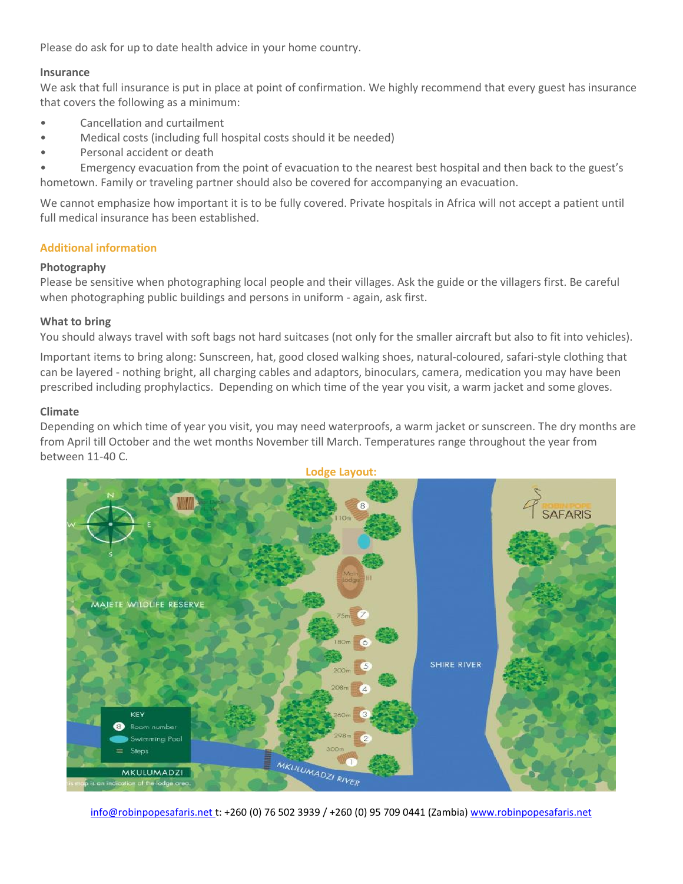Please do ask for up to date health advice in your home country.

**Insurance**

We ask that full insurance is put in place at point of confirmation. We highly recommend that every guest has insurance that covers the following as a minimum:

- Cancellation and curtailment
- Medical costs (including full hospital costs should it be needed)
- Personal accident or death
- Emergency evacuation from the point of evacuation to the nearest best hospital and then back to the guest's hometown. Family or traveling partner should also be covered for accompanying an evacuation.

We cannot emphasize how important it is to be fully covered. Private hospitals in Africa will not accept a patient until full medical insurance has been established.

## Additional information

**Photography**

Please be sensitive when photographing local people and their villages. Ask the guide or the villagers first. Be careful when photographing public buildings and persons in uniform - again, ask first.

**What to bring**

You should always travel with soft bags not hard suitcases (not only for the smaller aircraft but also to fit into vehicles).

Important items to bring along: Sunscreen, hat, good closed walking shoes, natural-coloured, safari-style clothing that can be layered - nothing bright, all charging cables and adaptors, binoculars, camera, medication you may have been prescribed including prophylactics. Depending on which time of the year you visit, a warm jacket and some gloves.

**Climate**

Depending on which time of year you visit, you may need waterproofs, a warm jacket or sunscreen. The dry months are from April till October and the wet months November till March. Temperatures range throughout the year from between 11-40 C.

**Lodge Layout:**

MAJETE WILDLIFE RESERVE

SHIRE RIVER

MKULUMADZI RIVER

ROBIN POPE SAFARIS

KEY
Room number
Swimming Pool
Steps

MKULUMADZI

This map is an indication of the lodge area.

Main lodge

8 110m
7 75m
6 180m
5 200m
4 208m
3 260m
2 298m
1 300m

info@robinpopesafaris.net t: +260 (0) 76 502 3939 / +260 (0) 95 709 0441 (Zambia) www.robinpopesafaris.net